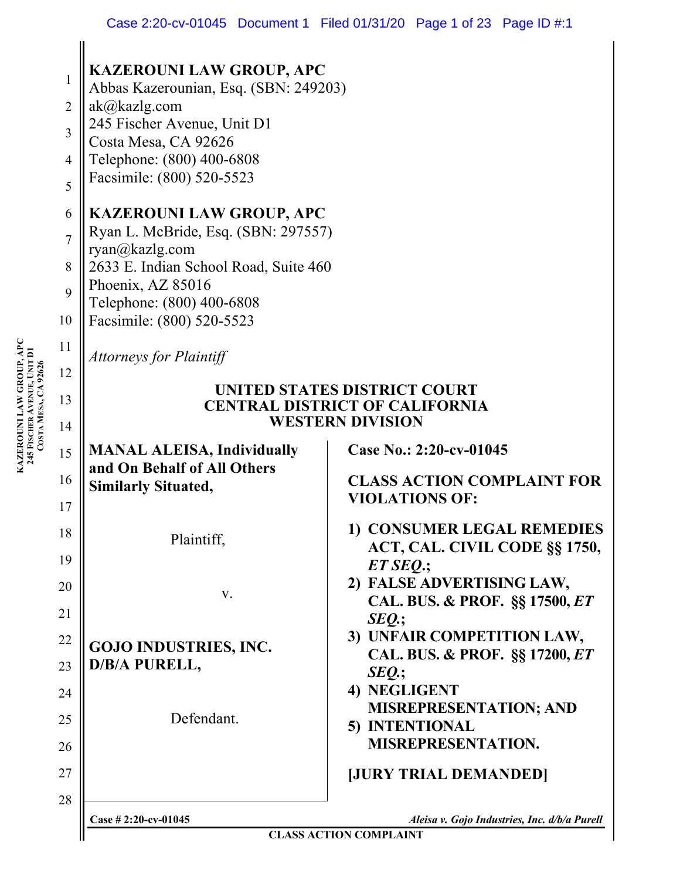**KAZEROUNI LAW GROUP, APC**
Abbas Kazerounian, Esq. (SBN: 249203)
ak@kazlg.com
245 Fischer Avenue, Unit D1
Costa Mesa, CA 92626
Telephone: (800) 400-6808
Facsimile: (800) 520-5523

**KAZEROUNI LAW GROUP, APC**
Ryan L. McBride, Esq. (SBN: 297557)
ryan@kazlg.com
2633 E. Indian School Road, Suite 460
Phoenix, AZ 85016
Telephone: (800) 400-6808
Facsimile: (800) 520-5523

*Attorneys for Plaintiff*

**UNITED STATES DISTRICT COURT**
**CENTRAL DISTRICT OF CALIFORNIA**
**WESTERN DIVISION**

**MANAL ALEISA, Individually and On Behalf of All Others Similarly Situated,**

Plaintiff,

v.

**GOJO INDUSTRIES, INC. D/B/A PURELL,**

Defendant.

**Case No.: 2:20-cv-01045**

**CLASS ACTION COMPLAINT FOR VIOLATIONS OF:**

1) **CONSUMER LEGAL REMEDIES ACT, CAL. CIVIL CODE §§ 1750, *ET SEQ.*;**
2) **FALSE ADVERTISING LAW, CAL. BUS. & PROF. §§ 17500, *ET SEQ.*;**
3) **UNFAIR COMPETITION LAW, CAL. BUS. & PROF. §§ 17200, *ET SEQ.*;**
4) **NEGLIGENT MISREPRESENTATION; AND**
5) **INTENTIONAL MISREPRESENTATION.**

**[JURY TRIAL DEMANDED]**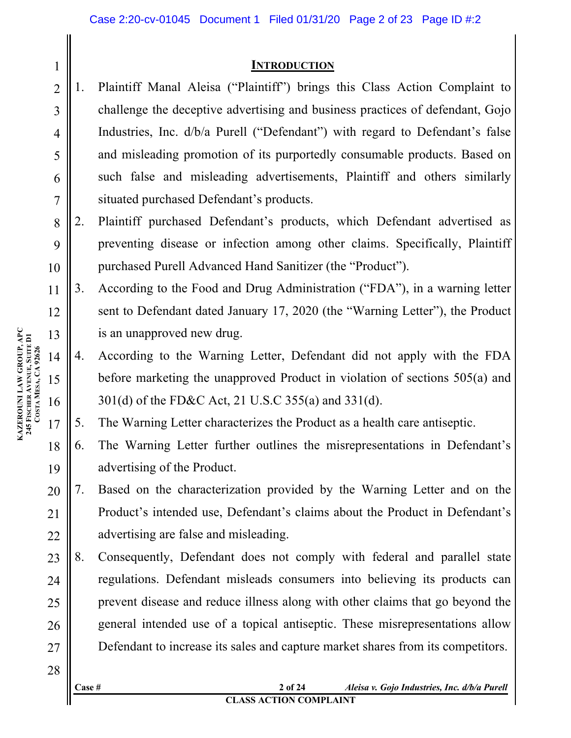## INTRODUCTION

1. Plaintiff Manal Aleisa ("Plaintiff") brings this Class Action Complaint to challenge the deceptive advertising and business practices of defendant, Gojo Industries, Inc. d/b/a Purell ("Defendant") with regard to Defendant's false and misleading promotion of its purportedly consumable products. Based on such false and misleading advertisements, Plaintiff and others similarly situated purchased Defendant's products.
2. Plaintiff purchased Defendant's products, which Defendant advertised as preventing disease or infection among other claims. Specifically, Plaintiff purchased Purell Advanced Hand Sanitizer (the "Product").
3. According to the Food and Drug Administration ("FDA"), in a warning letter sent to Defendant dated January 17, 2020 (the "Warning Letter"), the Product is an unapproved new drug.
4. According to the Warning Letter, Defendant did not apply with the FDA before marketing the unapproved Product in violation of sections 505(a) and 301(d) of the FD&C Act, 21 U.S.C 355(a) and 331(d).
5. The Warning Letter characterizes the Product as a health care antiseptic.
6. The Warning Letter further outlines the misrepresentations in Defendant's advertising of the Product.
7. Based on the characterization provided by the Warning Letter and on the Product's intended use, Defendant's claims about the Product in Defendant's advertising are false and misleading.
8. Consequently, Defendant does not comply with federal and parallel state regulations. Defendant misleads consumers into believing its products can prevent disease and reduce illness along with other claims that go beyond the general intended use of a topical antiseptic. These misrepresentations allow Defendant to increase its sales and capture market shares from its competitors.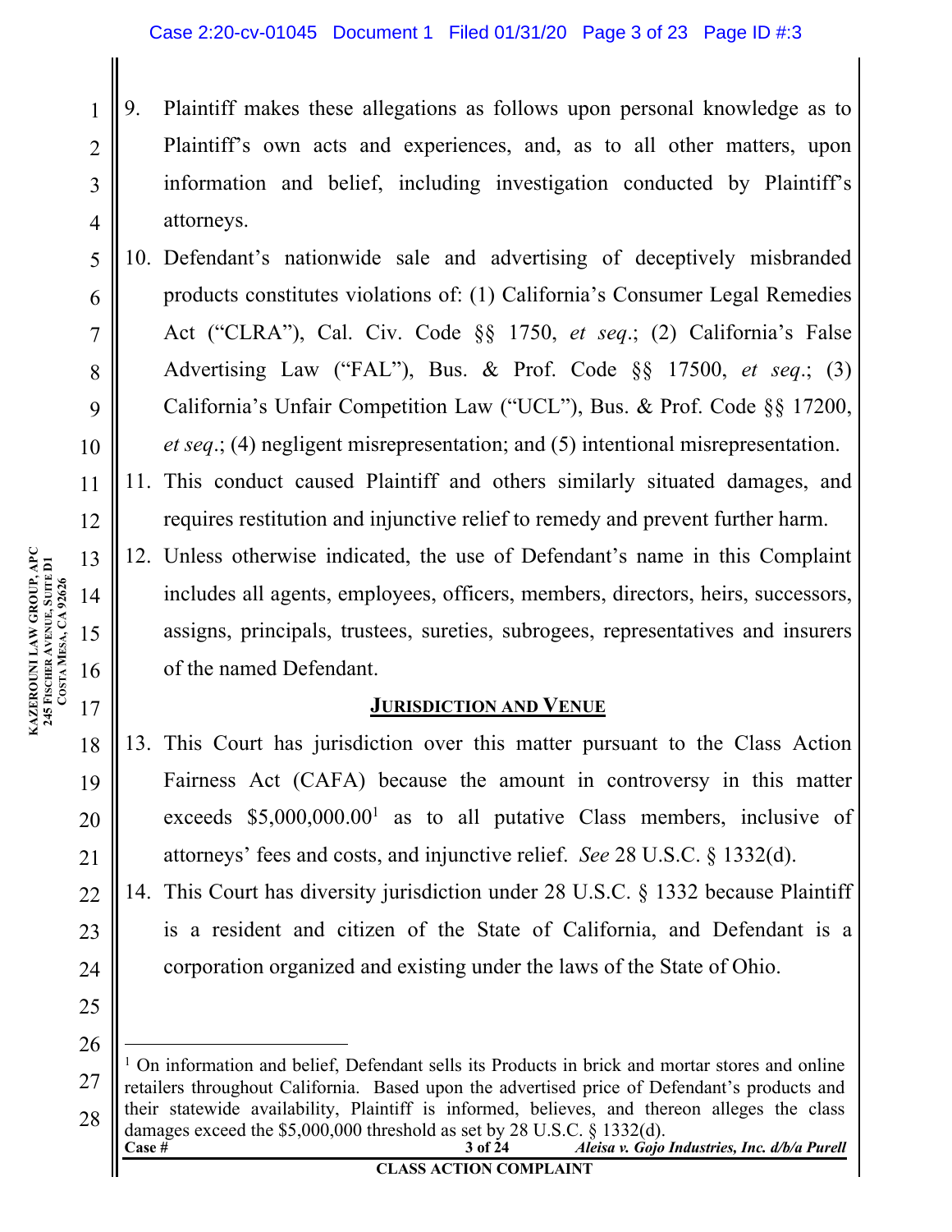9. Plaintiff makes these allegations as follows upon personal knowledge as to Plaintiff's own acts and experiences, and, as to all other matters, upon information and belief, including investigation conducted by Plaintiff's attorneys.
10. Defendant's nationwide sale and advertising of deceptively misbranded products constitutes violations of: (1) California's Consumer Legal Remedies Act ("CLRA"), Cal. Civ. Code §§ 1750, *et seq*.; (2) California's False Advertising Law ("FAL"), Bus. & Prof. Code §§ 17500, *et seq*.; (3) California's Unfair Competition Law ("UCL"), Bus. & Prof. Code §§ 17200, *et seq*.; (4) negligent misrepresentation; and (5) intentional misrepresentation.
11. This conduct caused Plaintiff and others similarly situated damages, and requires restitution and injunctive relief to remedy and prevent further harm.
12. Unless otherwise indicated, the use of Defendant's name in this Complaint includes all agents, employees, officers, members, directors, heirs, successors, assigns, principals, trustees, sureties, subrogees, representatives and insurers of the named Defendant.

## JURISDICTION AND VENUE

13. This Court has jurisdiction over this matter pursuant to the Class Action Fairness Act (CAFA) because the amount in controversy in this matter exceeds $5,000,000.00[1] as to all putative Class members, inclusive of attorneys' fees and costs, and injunctive relief. *See* 28 U.S.C. § 1332(d).
14. This Court has diversity jurisdiction under 28 U.S.C. § 1332 because Plaintiff is a resident and citizen of the State of California, and Defendant is a corporation organized and existing under the laws of the State of Ohio.

---

[1] On information and belief, Defendant sells its Products in brick and mortar stores and online retailers throughout California. Based upon the advertised price of Defendant's products and their statewide availability, Plaintiff is informed, believes, and thereon alleges the class damages exceed the $5,000,000 threshold as set by 28 U.S.C. § 1332(d).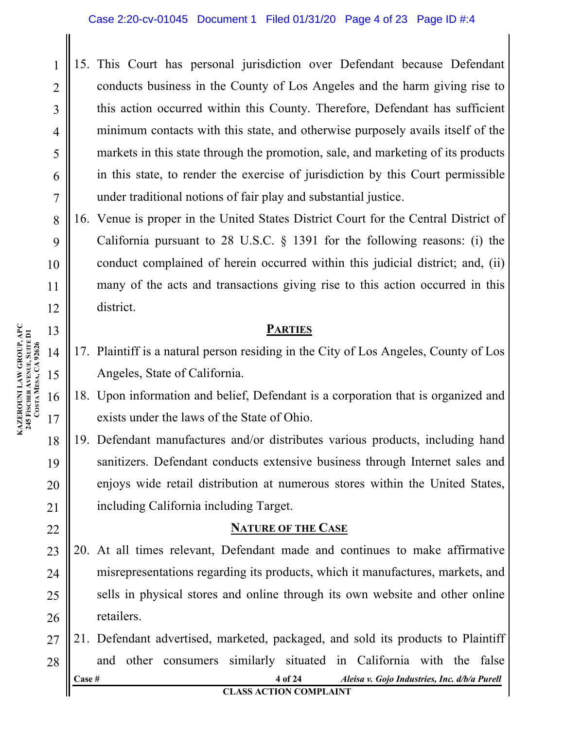15. This Court has personal jurisdiction over Defendant because Defendant conducts business in the County of Los Angeles and the harm giving rise to this action occurred within this County. Therefore, Defendant has sufficient minimum contacts with this state, and otherwise purposely avails itself of the markets in this state through the promotion, sale, and marketing of its products in this state, to render the exercise of jurisdiction by this Court permissible under traditional notions of fair play and substantial justice.
16. Venue is proper in the United States District Court for the Central District of California pursuant to 28 U.S.C. § 1391 for the following reasons: (i) the conduct complained of herein occurred within this judicial district; and, (ii) many of the acts and transactions giving rise to this action occurred in this district.

## PARTIES

17. Plaintiff is a natural person residing in the City of Los Angeles, County of Los Angeles, State of California.
18. Upon information and belief, Defendant is a corporation that is organized and exists under the laws of the State of Ohio.
19. Defendant manufactures and/or distributes various products, including hand sanitizers. Defendant conducts extensive business through Internet sales and enjoys wide retail distribution at numerous stores within the United States, including California including Target.

## NATURE OF THE CASE

20. At all times relevant, Defendant made and continues to make affirmative misrepresentations regarding its products, which it manufactures, markets, and sells in physical stores and online through its own website and other online retailers.
21. Defendant advertised, marketed, packaged, and sold its products to Plaintiff and other consumers similarly situated in California with the false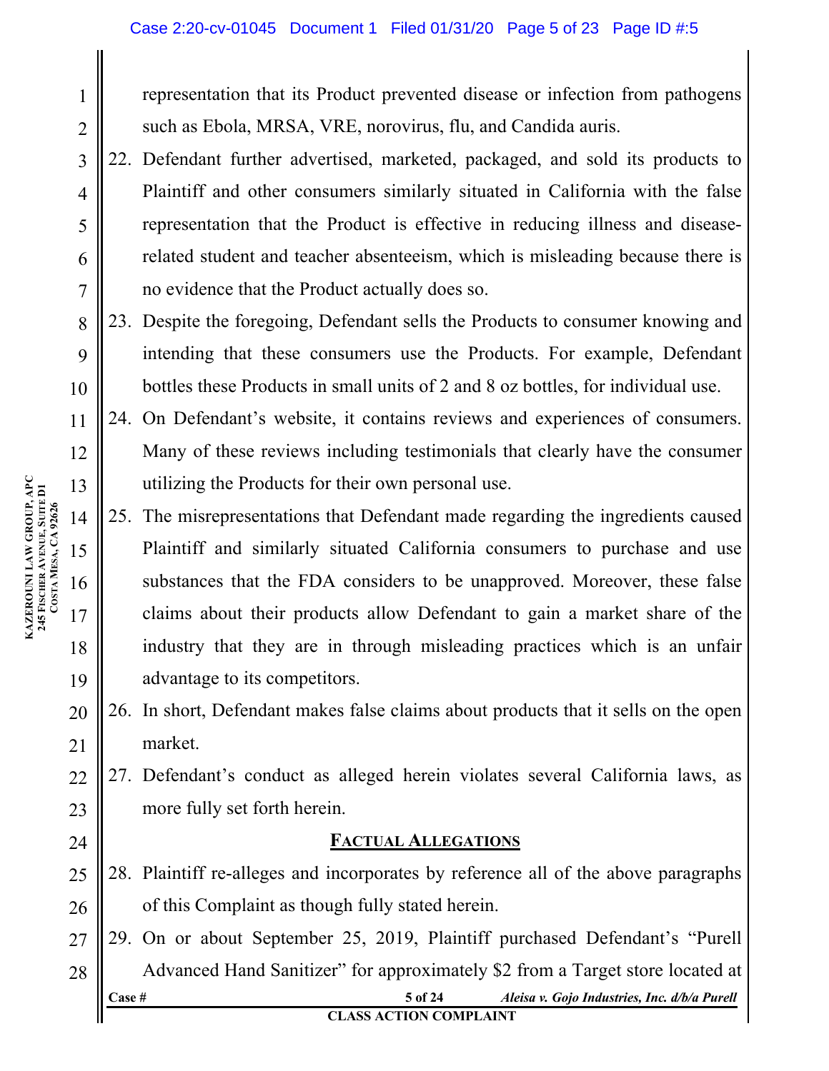representation that its Product prevented disease or infection from pathogens such as Ebola, MRSA, VRE, norovirus, flu, and Candida auris.

22. Defendant further advertised, marketed, packaged, and sold its products to Plaintiff and other consumers similarly situated in California with the false representation that the Product is effective in reducing illness and disease-related student and teacher absenteeism, which is misleading because there is no evidence that the Product actually does so.

23. Despite the foregoing, Defendant sells the Products to consumer knowing and intending that these consumers use the Products. For example, Defendant bottles these Products in small units of 2 and 8 oz bottles, for individual use.

24. On Defendant's website, it contains reviews and experiences of consumers. Many of these reviews including testimonials that clearly have the consumer utilizing the Products for their own personal use.

25. The misrepresentations that Defendant made regarding the ingredients caused Plaintiff and similarly situated California consumers to purchase and use substances that the FDA considers to be unapproved. Moreover, these false claims about their products allow Defendant to gain a market share of the industry that they are in through misleading practices which is an unfair advantage to its competitors.

26. In short, Defendant makes false claims about products that it sells on the open market.

27. Defendant's conduct as alleged herein violates several California laws, as more fully set forth herein.

## FACTUAL ALLEGATIONS

28. Plaintiff re-alleges and incorporates by reference all of the above paragraphs of this Complaint as though fully stated herein.

29. On or about September 25, 2019, Plaintiff purchased Defendant's "Purell Advanced Hand Sanitizer" for approximately $2 from a Target store located at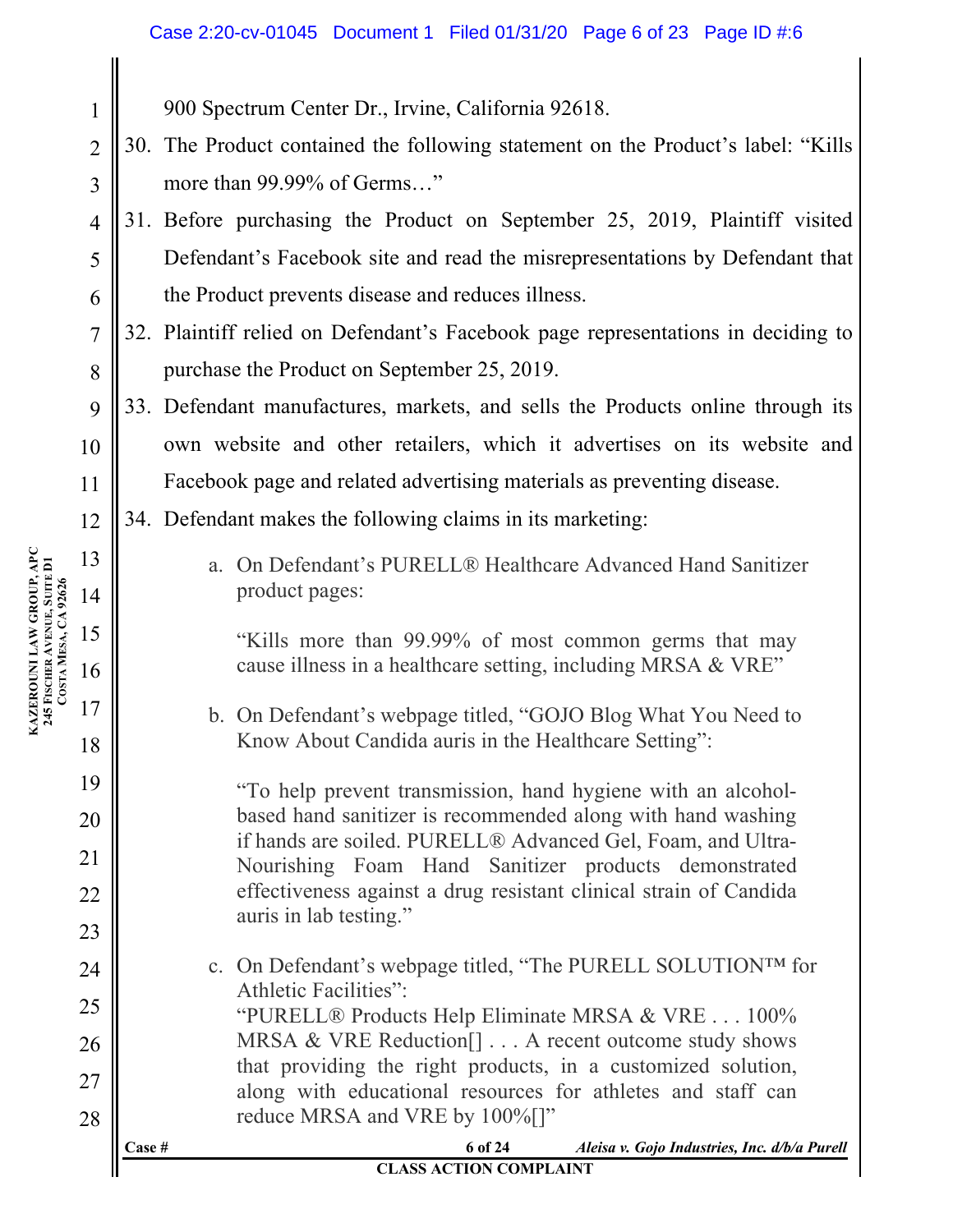900 Spectrum Center Dr., Irvine, California 92618.

30. The Product contained the following statement on the Product's label: "Kills more than 99.99% of Germs…"

31. Before purchasing the Product on September 25, 2019, Plaintiff visited Defendant's Facebook site and read the misrepresentations by Defendant that the Product prevents disease and reduces illness.

32. Plaintiff relied on Defendant's Facebook page representations in deciding to purchase the Product on September 25, 2019.

33. Defendant manufactures, markets, and sells the Products online through its own website and other retailers, which it advertises on its website and Facebook page and related advertising materials as preventing disease.

34. Defendant makes the following claims in its marketing:

    a. On Defendant's PURELL® Healthcare Advanced Hand Sanitizer product pages:

       "Kills more than 99.99% of most common germs that may cause illness in a healthcare setting, including MRSA & VRE"

    b. On Defendant's webpage titled, "GOJO Blog What You Need to Know About Candida auris in the Healthcare Setting":

       "To help prevent transmission, hand hygiene with an alcohol-based hand sanitizer is recommended along with hand washing if hands are soiled. PURELL® Advanced Gel, Foam, and Ultra-Nourishing Foam Hand Sanitizer products demonstrated effectiveness against a drug resistant clinical strain of Candida auris in lab testing."

    c. On Defendant's webpage titled, "The PURELL SOLUTION™ for Athletic Facilities":
       "PURELL® Products Help Eliminate MRSA & VRE . . . 100% MRSA & VRE Reduction[] . . . A recent outcome study shows that providing the right products, in a customized solution, along with educational resources for athletes and staff can reduce MRSA and VRE by 100%[]"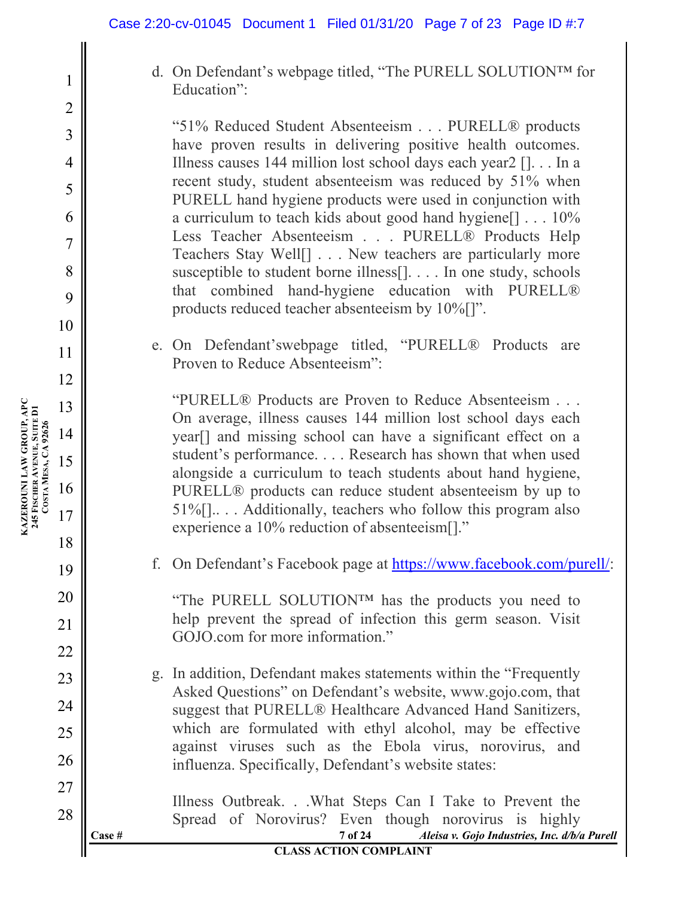d. On Defendant's webpage titled, "The PURELL SOLUTION™ for Education":

"51% Reduced Student Absenteeism . . . PURELL® products have proven results in delivering positive health outcomes. Illness causes 144 million lost school days each year2 []. . . In a recent study, student absenteeism was reduced by 51% when PURELL hand hygiene products were used in conjunction with a curriculum to teach kids about good hand hygiene[] . . . 10% Less Teacher Absenteeism . . . PURELL® Products Help Teachers Stay Well[] . . . New teachers are particularly more susceptible to student borne illness[]. . . . In one study, schools that combined hand-hygiene education with PURELL® products reduced teacher absenteeism by 10%[]".

e. On Defendant'swebpage titled, "PURELL® Products are Proven to Reduce Absenteeism":

"PURELL® Products are Proven to Reduce Absenteeism . . . On average, illness causes 144 million lost school days each year[] and missing school can have a significant effect on a student's performance. . . . Research has shown that when used alongside a curriculum to teach students about hand hygiene, PURELL® products can reduce student absenteeism by up to 51%[].. . . Additionally, teachers who follow this program also experience a 10% reduction of absenteeism[]."

f. On Defendant's Facebook page at https://www.facebook.com/purell/:

"The PURELL SOLUTION™ has the products you need to help prevent the spread of infection this germ season. Visit GOJO.com for more information."

g. In addition, Defendant makes statements within the "Frequently Asked Questions" on Defendant's website, www.gojo.com, that suggest that PURELL® Healthcare Advanced Hand Sanitizers, which are formulated with ethyl alcohol, may be effective against viruses such as the Ebola virus, norovirus, and influenza. Specifically, Defendant's website states:

Illness Outbreak. . .What Steps Can I Take to Prevent the Spread of Norovirus? Even though norovirus is highly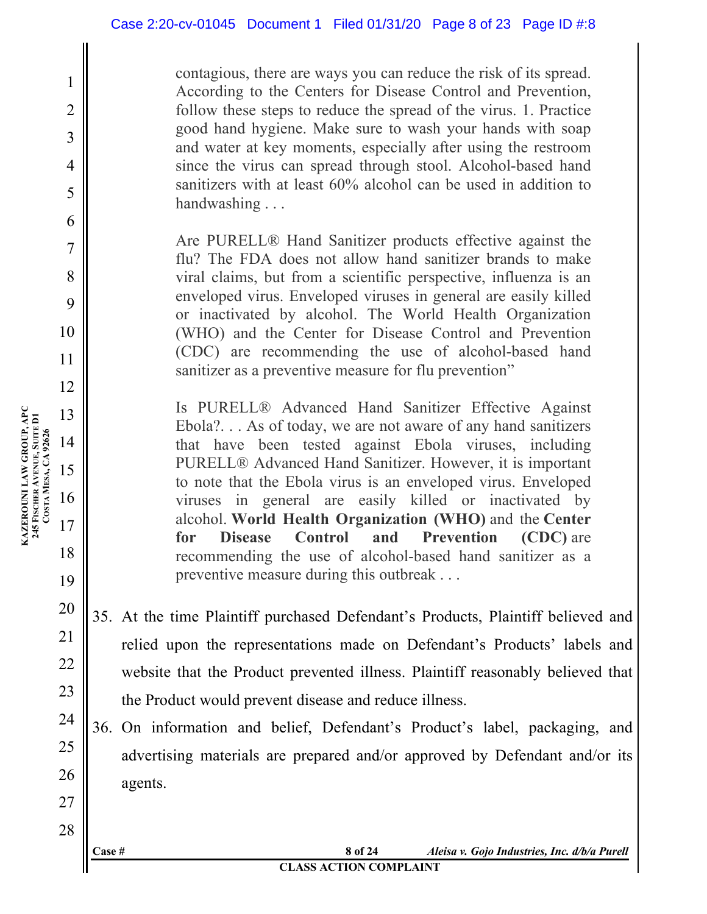> contagious, there are ways you can reduce the risk of its spread. According to the Centers for Disease Control and Prevention, follow these steps to reduce the spread of the virus. 1. Practice good hand hygiene. Make sure to wash your hands with soap and water at key moments, especially after using the restroom since the virus can spread through stool. Alcohol-based hand sanitizers with at least 60% alcohol can be used in addition to handwashing . . .
>
> Are PURELL® Hand Sanitizer products effective against the flu? The FDA does not allow hand sanitizer brands to make viral claims, but from a scientific perspective, influenza is an enveloped virus. Enveloped viruses in general are easily killed or inactivated by alcohol. The World Health Organization (WHO) and the Center for Disease Control and Prevention (CDC) are recommending the use of alcohol-based hand sanitizer as a preventive measure for flu prevention"
>
> Is PURELL® Advanced Hand Sanitizer Effective Against Ebola?. . . As of today, we are not aware of any hand sanitizers that have been tested against Ebola viruses, including PURELL® Advanced Hand Sanitizer. However, it is important to note that the Ebola virus is an enveloped virus. Enveloped viruses in general are easily killed or inactivated by alcohol. **World Health Organization (WHO)** and the **Center for Disease Control and Prevention (CDC)** are recommending the use of alcohol-based hand sanitizer as a preventive measure during this outbreak . . .

35. At the time Plaintiff purchased Defendant's Products, Plaintiff believed and relied upon the representations made on Defendant's Products' labels and website that the Product prevented illness. Plaintiff reasonably believed that the Product would prevent disease and reduce illness.
36. On information and belief, Defendant's Product's label, packaging, and advertising materials are prepared and/or approved by Defendant and/or its agents.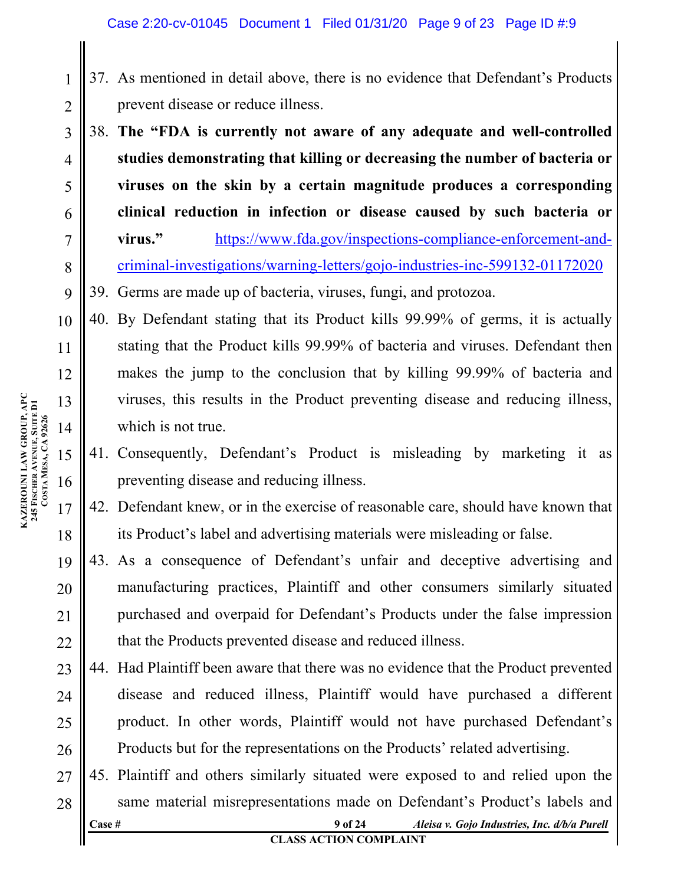37. As mentioned in detail above, there is no evidence that Defendant's Products prevent disease or reduce illness.
38. **The "FDA is currently not aware of any adequate and well-controlled studies demonstrating that killing or decreasing the number of bacteria or viruses on the skin by a certain magnitude produces a corresponding clinical reduction in infection or disease caused by such bacteria or virus."** https://www.fda.gov/inspections-compliance-enforcement-and-criminal-investigations/warning-letters/gojo-industries-inc-599132-01172020
39. Germs are made up of bacteria, viruses, fungi, and protozoa.
40. By Defendant stating that its Product kills 99.99% of germs, it is actually stating that the Product kills 99.99% of bacteria and viruses. Defendant then makes the jump to the conclusion that by killing 99.99% of bacteria and viruses, this results in the Product preventing disease and reducing illness, which is not true.
41. Consequently, Defendant's Product is misleading by marketing it as preventing disease and reducing illness.
42. Defendant knew, or in the exercise of reasonable care, should have known that its Product's label and advertising materials were misleading or false.
43. As a consequence of Defendant's unfair and deceptive advertising and manufacturing practices, Plaintiff and other consumers similarly situated purchased and overpaid for Defendant's Products under the false impression that the Products prevented disease and reduced illness.
44. Had Plaintiff been aware that there was no evidence that the Product prevented disease and reduced illness, Plaintiff would have purchased a different product. In other words, Plaintiff would not have purchased Defendant's Products but for the representations on the Products' related advertising.
45. Plaintiff and others similarly situated were exposed to and relied upon the same material misrepresentations made on Defendant's Product's labels and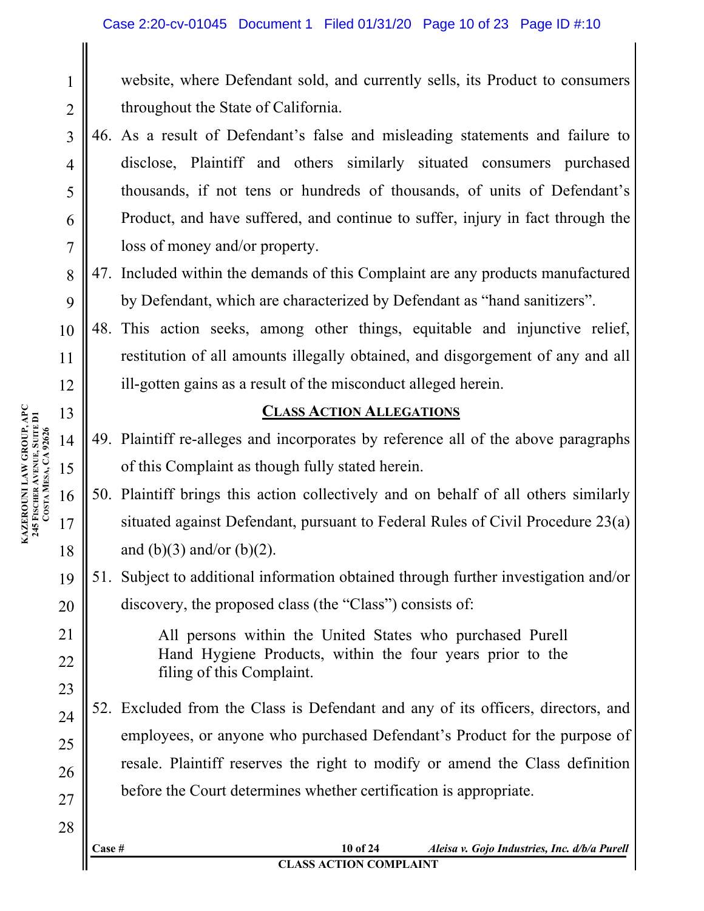website, where Defendant sold, and currently sells, its Product to consumers throughout the State of California.

46. As a result of Defendant's false and misleading statements and failure to disclose, Plaintiff and others similarly situated consumers purchased thousands, if not tens or hundreds of thousands, of units of Defendant's Product, and have suffered, and continue to suffer, injury in fact through the loss of money and/or property.

47. Included within the demands of this Complaint are any products manufactured by Defendant, which are characterized by Defendant as "hand sanitizers".

48. This action seeks, among other things, equitable and injunctive relief, restitution of all amounts illegally obtained, and disgorgement of any and all ill-gotten gains as a result of the misconduct alleged herein.

## CLASS ACTION ALLEGATIONS

49. Plaintiff re-alleges and incorporates by reference all of the above paragraphs of this Complaint as though fully stated herein.

50. Plaintiff brings this action collectively and on behalf of all others similarly situated against Defendant, pursuant to Federal Rules of Civil Procedure 23(a) and (b)(3) and/or (b)(2).

51. Subject to additional information obtained through further investigation and/or discovery, the proposed class (the "Class") consists of:

> All persons within the United States who purchased Purell Hand Hygiene Products, within the four years prior to the filing of this Complaint.

52. Excluded from the Class is Defendant and any of its officers, directors, and employees, or anyone who purchased Defendant's Product for the purpose of resale. Plaintiff reserves the right to modify or amend the Class definition before the Court determines whether certification is appropriate.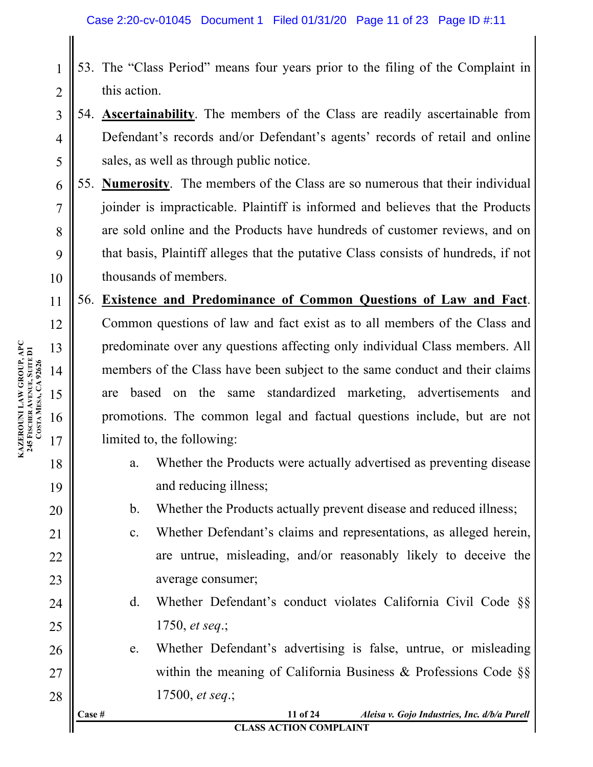53. The "Class Period" means four years prior to the filing of the Complaint in this action.

54. **Ascertainability**. The members of the Class are readily ascertainable from Defendant's records and/or Defendant's agents' records of retail and online sales, as well as through public notice.

55. **Numerosity**. The members of the Class are so numerous that their individual joinder is impracticable. Plaintiff is informed and believes that the Products are sold online and the Products have hundreds of customer reviews, and on that basis, Plaintiff alleges that the putative Class consists of hundreds, if not thousands of members.

56. **Existence and Predominance of Common Questions of Law and Fact**. Common questions of law and fact exist as to all members of the Class and predominate over any questions affecting only individual Class members. All members of the Class have been subject to the same conduct and their claims are based on the same standardized marketing, advertisements and promotions. The common legal and factual questions include, but are not limited to, the following:

    a. Whether the Products were actually advertised as preventing disease and reducing illness;

    b. Whether the Products actually prevent disease and reduced illness;

    c. Whether Defendant's claims and representations, as alleged herein, are untrue, misleading, and/or reasonably likely to deceive the average consumer;

    d. Whether Defendant's conduct violates California Civil Code §§ 1750, *et seq*.;

    e. Whether Defendant's advertising is false, untrue, or misleading within the meaning of California Business & Professions Code §§ 17500, *et seq*.;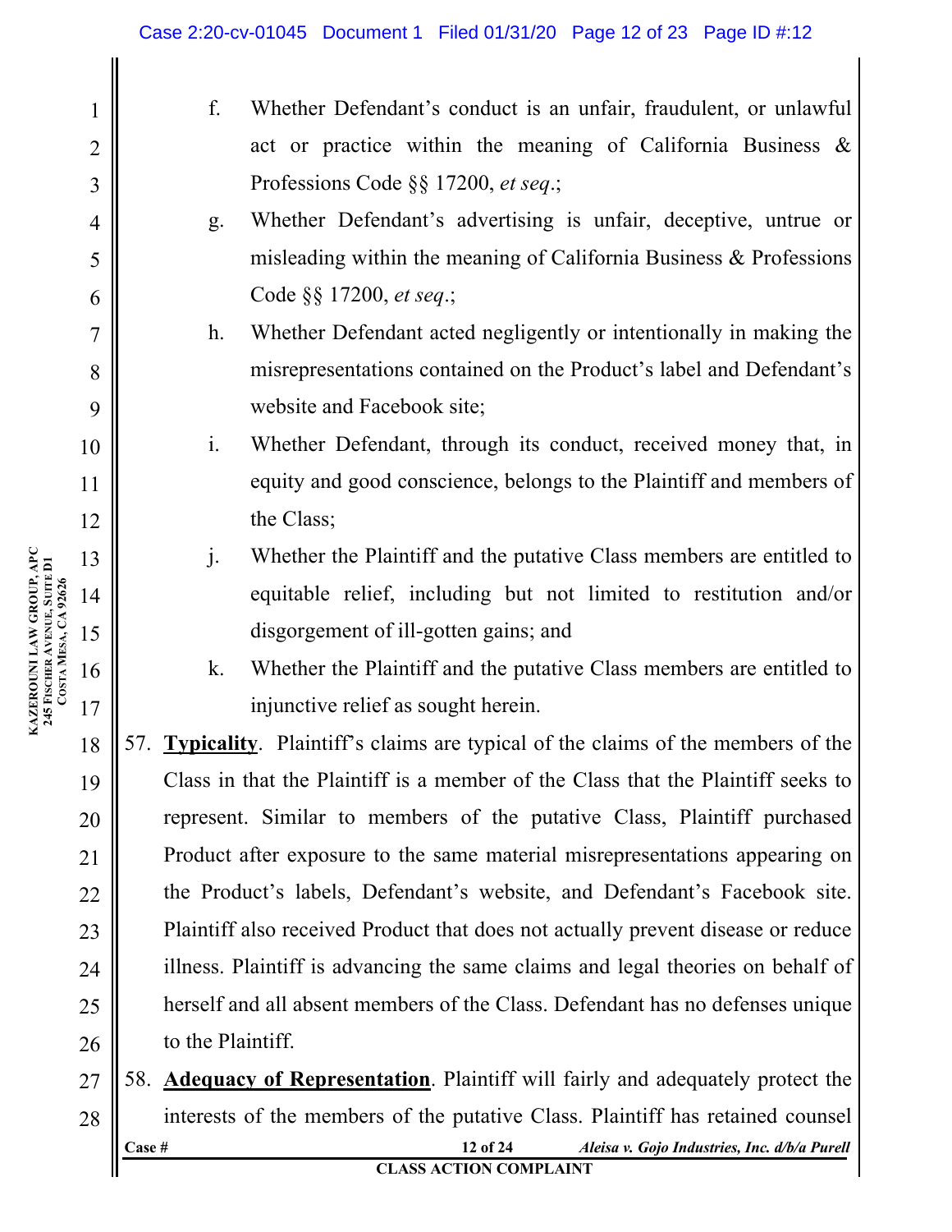f. Whether Defendant's conduct is an unfair, fraudulent, or unlawful act or practice within the meaning of California Business & Professions Code §§ 17200, *et seq*.;

g. Whether Defendant's advertising is unfair, deceptive, untrue or misleading within the meaning of California Business & Professions Code §§ 17200, *et seq*.;

h. Whether Defendant acted negligently or intentionally in making the misrepresentations contained on the Product's label and Defendant's website and Facebook site;

i. Whether Defendant, through its conduct, received money that, in equity and good conscience, belongs to the Plaintiff and members of the Class;

j. Whether the Plaintiff and the putative Class members are entitled to equitable relief, including but not limited to restitution and/or disgorgement of ill-gotten gains; and

k. Whether the Plaintiff and the putative Class members are entitled to injunctive relief as sought herein.

57. **Typicality**. Plaintiff's claims are typical of the claims of the members of the Class in that the Plaintiff is a member of the Class that the Plaintiff seeks to represent. Similar to members of the putative Class, Plaintiff purchased Product after exposure to the same material misrepresentations appearing on the Product's labels, Defendant's website, and Defendant's Facebook site. Plaintiff also received Product that does not actually prevent disease or reduce illness. Plaintiff is advancing the same claims and legal theories on behalf of herself and all absent members of the Class. Defendant has no defenses unique to the Plaintiff.

58. **Adequacy of Representation**. Plaintiff will fairly and adequately protect the interests of the members of the putative Class. Plaintiff has retained counsel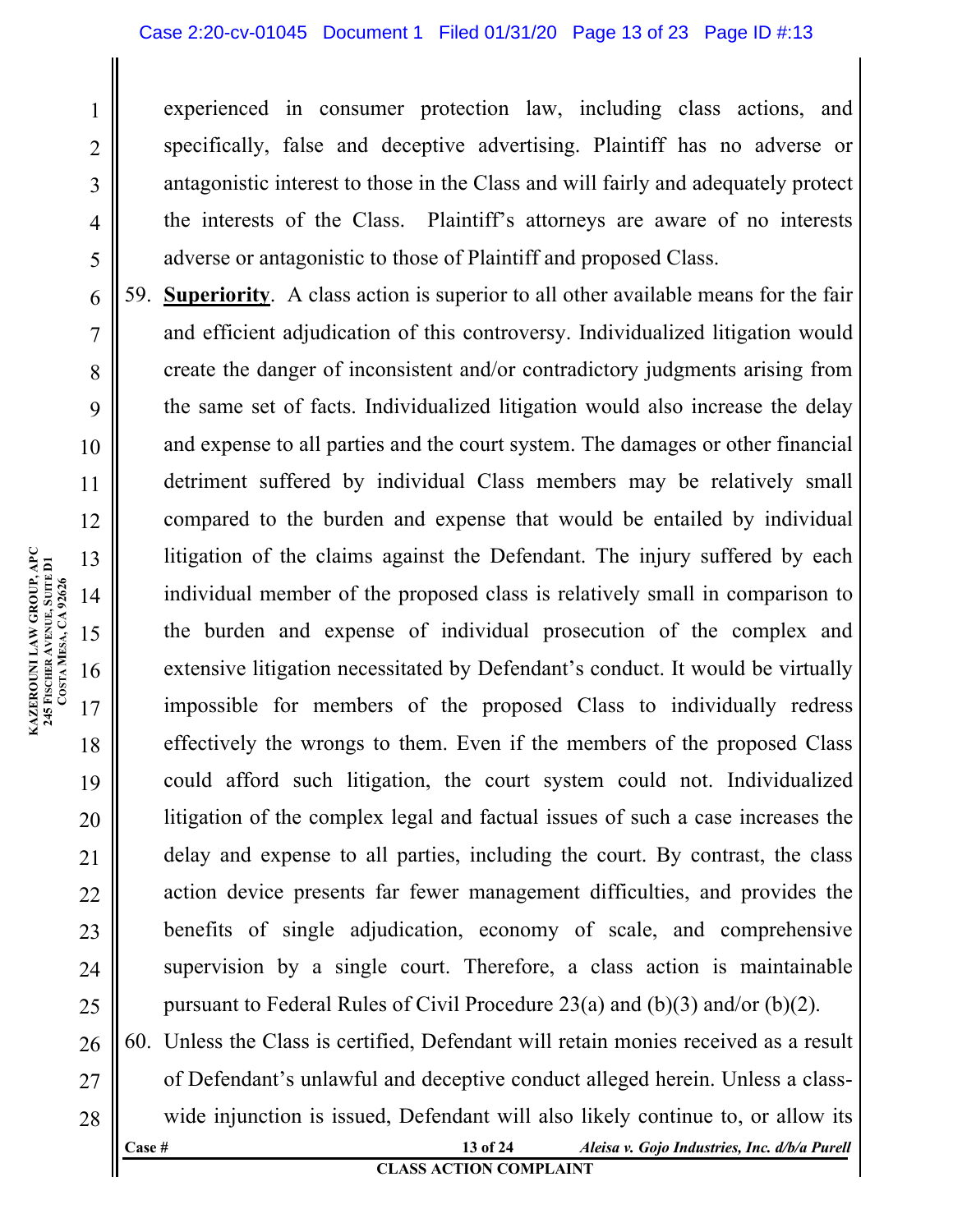experienced in consumer protection law, including class actions, and specifically, false and deceptive advertising. Plaintiff has no adverse or antagonistic interest to those in the Class and will fairly and adequately protect the interests of the Class. Plaintiff's attorneys are aware of no interests adverse or antagonistic to those of Plaintiff and proposed Class.

59. **Superiority**. A class action is superior to all other available means for the fair and efficient adjudication of this controversy. Individualized litigation would create the danger of inconsistent and/or contradictory judgments arising from the same set of facts. Individualized litigation would also increase the delay and expense to all parties and the court system. The damages or other financial detriment suffered by individual Class members may be relatively small compared to the burden and expense that would be entailed by individual litigation of the claims against the Defendant. The injury suffered by each individual member of the proposed class is relatively small in comparison to the burden and expense of individual prosecution of the complex and extensive litigation necessitated by Defendant's conduct. It would be virtually impossible for members of the proposed Class to individually redress effectively the wrongs to them. Even if the members of the proposed Class could afford such litigation, the court system could not. Individualized litigation of the complex legal and factual issues of such a case increases the delay and expense to all parties, including the court. By contrast, the class action device presents far fewer management difficulties, and provides the benefits of single adjudication, economy of scale, and comprehensive supervision by a single court. Therefore, a class action is maintainable pursuant to Federal Rules of Civil Procedure 23(a) and (b)(3) and/or (b)(2).

60. Unless the Class is certified, Defendant will retain monies received as a result of Defendant's unlawful and deceptive conduct alleged herein. Unless a class-wide injunction is issued, Defendant will also likely continue to, or allow its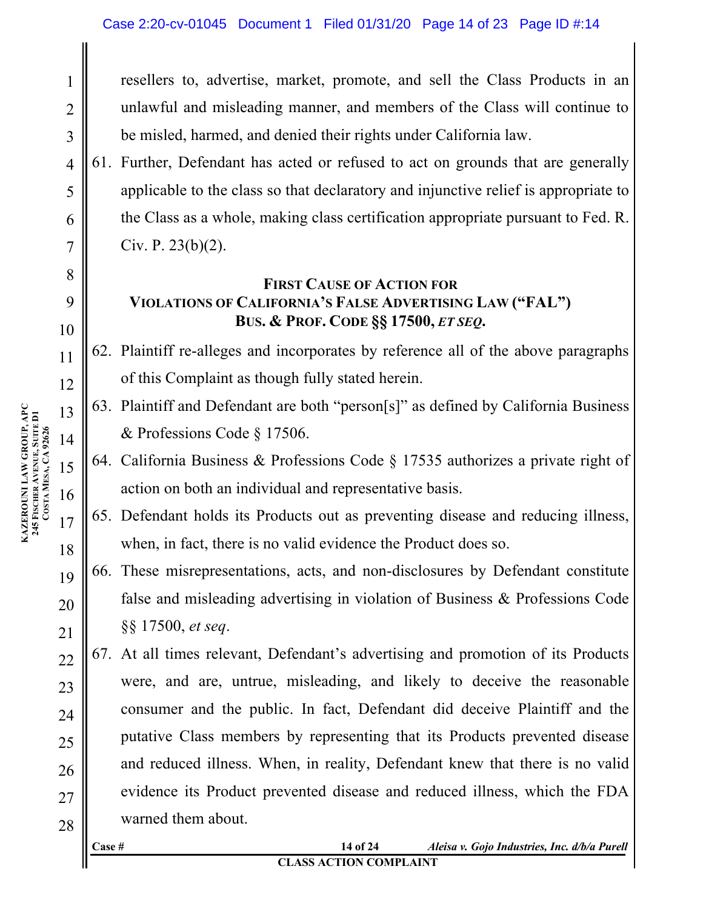resellers to, advertise, market, promote, and sell the Class Products in an unlawful and misleading manner, and members of the Class will continue to be misled, harmed, and denied their rights under California law.

61. Further, Defendant has acted or refused to act on grounds that are generally applicable to the class so that declaratory and injunctive relief is appropriate to the Class as a whole, making class certification appropriate pursuant to Fed. R. Civ. P. 23(b)(2).

## FIRST CAUSE OF ACTION FOR VIOLATIONS OF CALIFORNIA'S FALSE ADVERTISING LAW ("FAL") BUS. & PROF. CODE §§ 17500, *ET SEQ*.

62. Plaintiff re-alleges and incorporates by reference all of the above paragraphs of this Complaint as though fully stated herein.

63. Plaintiff and Defendant are both "person[s]" as defined by California Business & Professions Code § 17506.

64. California Business & Professions Code § 17535 authorizes a private right of action on both an individual and representative basis.

65. Defendant holds its Products out as preventing disease and reducing illness, when, in fact, there is no valid evidence the Product does so.

66. These misrepresentations, acts, and non-disclosures by Defendant constitute false and misleading advertising in violation of Business & Professions Code §§ 17500, *et seq*.

67. At all times relevant, Defendant's advertising and promotion of its Products were, and are, untrue, misleading, and likely to deceive the reasonable consumer and the public. In fact, Defendant did deceive Plaintiff and the putative Class members by representing that its Products prevented disease and reduced illness. When, in reality, Defendant knew that there is no valid evidence its Product prevented disease and reduced illness, which the FDA warned them about.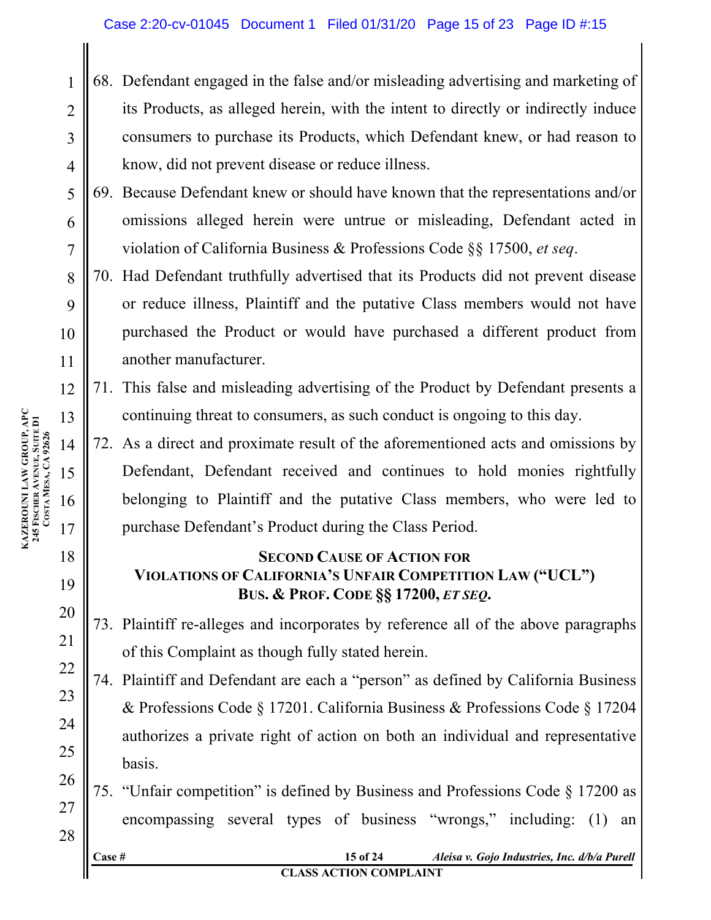68. Defendant engaged in the false and/or misleading advertising and marketing of its Products, as alleged herein, with the intent to directly or indirectly induce consumers to purchase its Products, which Defendant knew, or had reason to know, did not prevent disease or reduce illness.

69. Because Defendant knew or should have known that the representations and/or omissions alleged herein were untrue or misleading, Defendant acted in violation of California Business & Professions Code §§ 17500, *et seq*.

70. Had Defendant truthfully advertised that its Products did not prevent disease or reduce illness, Plaintiff and the putative Class members would not have purchased the Product or would have purchased a different product from another manufacturer.

71. This false and misleading advertising of the Product by Defendant presents a continuing threat to consumers, as such conduct is ongoing to this day.

72. As a direct and proximate result of the aforementioned acts and omissions by Defendant, Defendant received and continues to hold monies rightfully belonging to Plaintiff and the putative Class members, who were led to purchase Defendant's Product during the Class Period.

## SECOND CAUSE OF ACTION FOR VIOLATIONS OF CALIFORNIA'S UNFAIR COMPETITION LAW ("UCL") BUS. & PROF. CODE §§ 17200, *ET SEQ.*

73. Plaintiff re-alleges and incorporates by reference all of the above paragraphs of this Complaint as though fully stated herein.

74. Plaintiff and Defendant are each a "person" as defined by California Business & Professions Code § 17201. California Business & Professions Code § 17204 authorizes a private right of action on both an individual and representative basis.

75. "Unfair competition" is defined by Business and Professions Code § 17200 as encompassing several types of business "wrongs," including: (1) an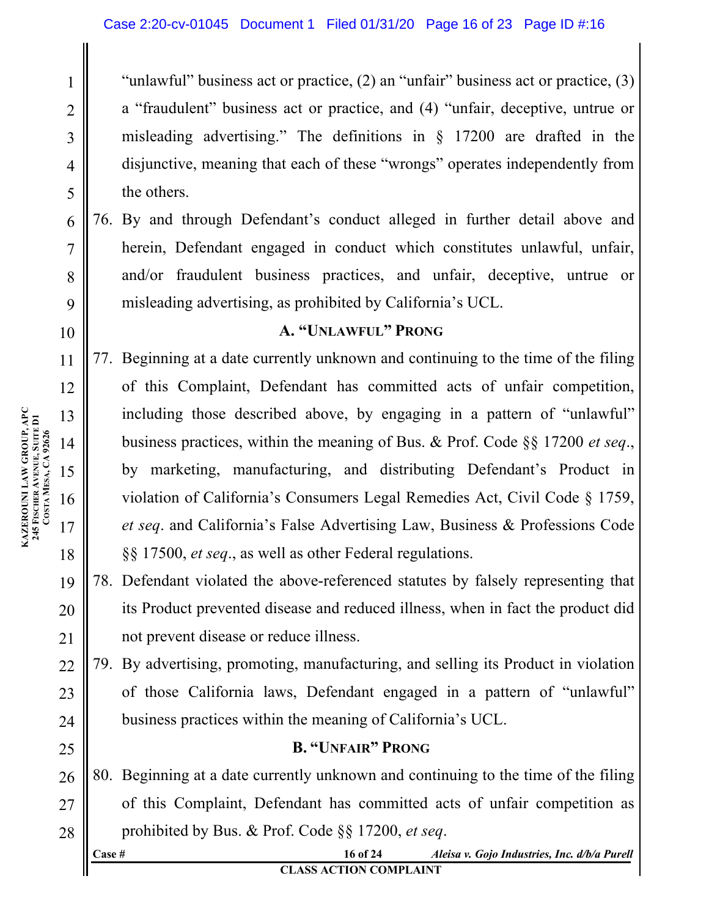"unlawful" business act or practice, (2) an "unfair" business act or practice, (3) a "fraudulent" business act or practice, and (4) "unfair, deceptive, untrue or misleading advertising." The definitions in § 17200 are drafted in the disjunctive, meaning that each of these "wrongs" operates independently from the others.

76. By and through Defendant's conduct alleged in further detail above and herein, Defendant engaged in conduct which constitutes unlawful, unfair, and/or fraudulent business practices, and unfair, deceptive, untrue or misleading advertising, as prohibited by California's UCL.

### A. "Unlawful" Prong

77. Beginning at a date currently unknown and continuing to the time of the filing of this Complaint, Defendant has committed acts of unfair competition, including those described above, by engaging in a pattern of "unlawful" business practices, within the meaning of Bus. & Prof. Code §§ 17200 *et seq*., by marketing, manufacturing, and distributing Defendant's Product in violation of California's Consumers Legal Remedies Act, Civil Code § 1759, *et seq*. and California's False Advertising Law, Business & Professions Code §§ 17500, *et seq*., as well as other Federal regulations.

78. Defendant violated the above-referenced statutes by falsely representing that its Product prevented disease and reduced illness, when in fact the product did not prevent disease or reduce illness.

79. By advertising, promoting, manufacturing, and selling its Product in violation of those California laws, Defendant engaged in a pattern of "unlawful" business practices within the meaning of California's UCL.

### B. "Unfair" Prong

80. Beginning at a date currently unknown and continuing to the time of the filing of this Complaint, Defendant has committed acts of unfair competition as prohibited by Bus. & Prof. Code §§ 17200, *et seq*.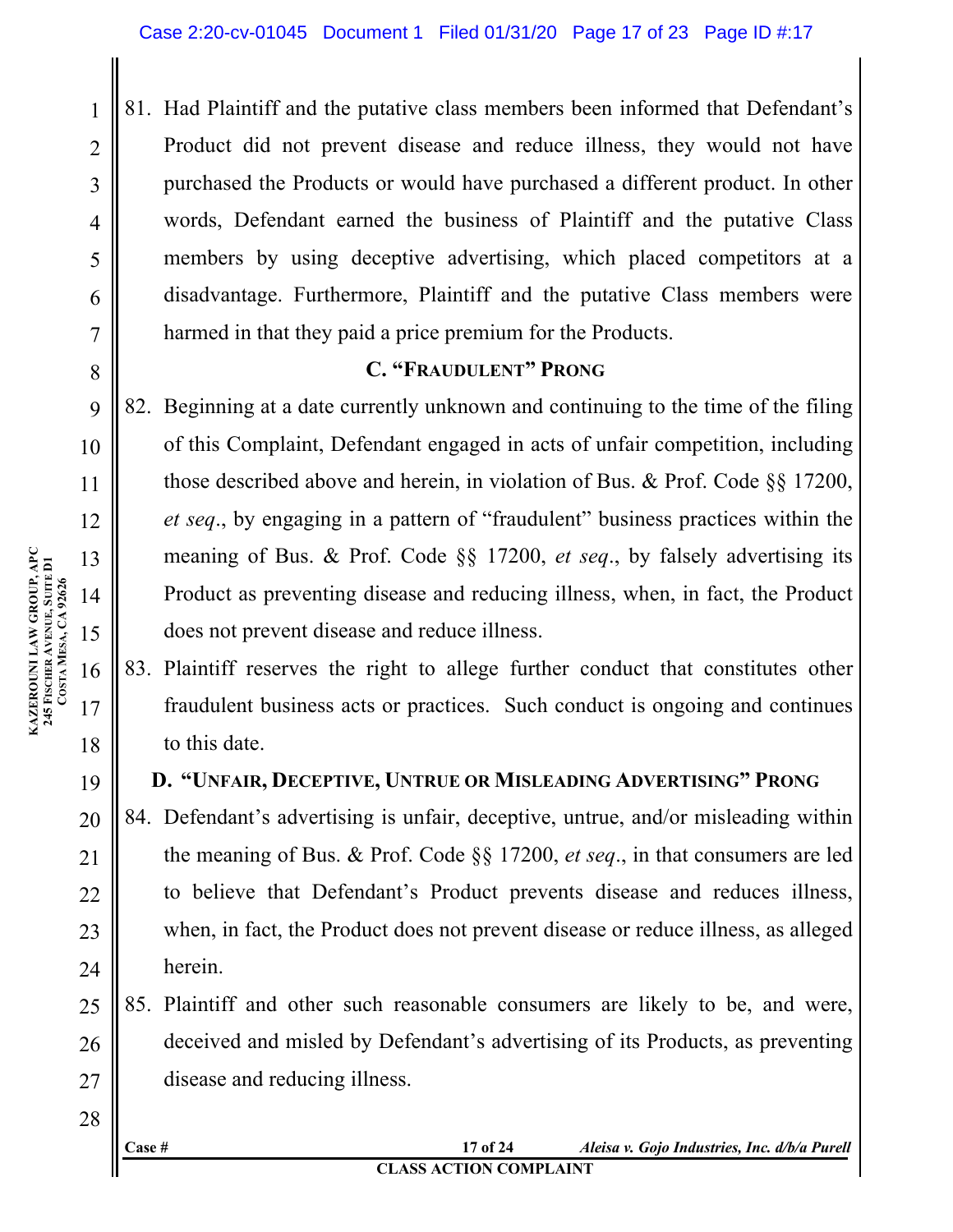81. Had Plaintiff and the putative class members been informed that Defendant's Product did not prevent disease and reduce illness, they would not have purchased the Products or would have purchased a different product. In other words, Defendant earned the business of Plaintiff and the putative Class members by using deceptive advertising, which placed competitors at a disadvantage. Furthermore, Plaintiff and the putative Class members were harmed in that they paid a price premium for the Products.

### C. "Fraudulent" Prong

82. Beginning at a date currently unknown and continuing to the time of the filing of this Complaint, Defendant engaged in acts of unfair competition, including those described above and herein, in violation of Bus. & Prof. Code §§ 17200, *et seq*., by engaging in a pattern of "fraudulent" business practices within the meaning of Bus. & Prof. Code §§ 17200, *et seq*., by falsely advertising its Product as preventing disease and reducing illness, when, in fact, the Product does not prevent disease and reduce illness.

83. Plaintiff reserves the right to allege further conduct that constitutes other fraudulent business acts or practices. Such conduct is ongoing and continues to this date.

### D. "Unfair, Deceptive, Untrue or Misleading Advertising" Prong

84. Defendant's advertising is unfair, deceptive, untrue, and/or misleading within the meaning of Bus. & Prof. Code §§ 17200, *et seq*., in that consumers are led to believe that Defendant's Product prevents disease and reduces illness, when, in fact, the Product does not prevent disease or reduce illness, as alleged herein.

85. Plaintiff and other such reasonable consumers are likely to be, and were, deceived and misled by Defendant's advertising of its Products, as preventing disease and reducing illness.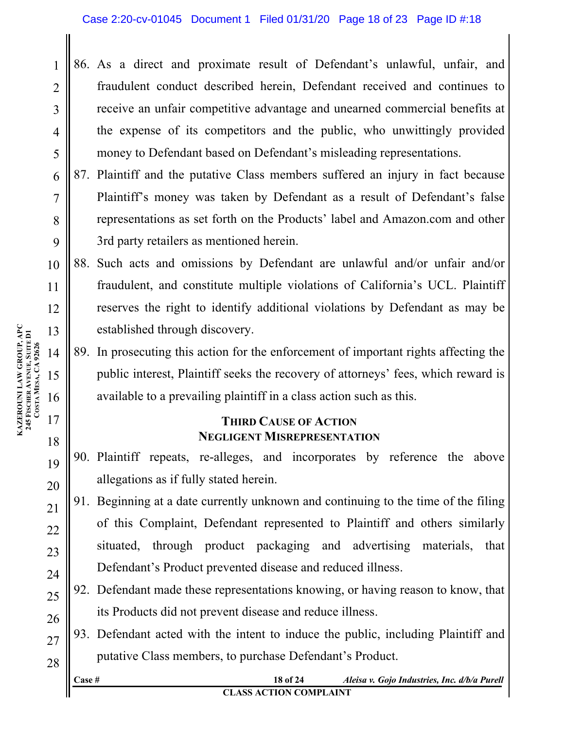86. As a direct and proximate result of Defendant's unlawful, unfair, and fraudulent conduct described herein, Defendant received and continues to receive an unfair competitive advantage and unearned commercial benefits at the expense of its competitors and the public, who unwittingly provided money to Defendant based on Defendant's misleading representations.

87. Plaintiff and the putative Class members suffered an injury in fact because Plaintiff's money was taken by Defendant as a result of Defendant's false representations as set forth on the Products' label and Amazon.com and other 3rd party retailers as mentioned herein.

88. Such acts and omissions by Defendant are unlawful and/or unfair and/or fraudulent, and constitute multiple violations of California's UCL. Plaintiff reserves the right to identify additional violations by Defendant as may be established through discovery.

89. In prosecuting this action for the enforcement of important rights affecting the public interest, Plaintiff seeks the recovery of attorneys' fees, which reward is available to a prevailing plaintiff in a class action such as this.

## THIRD CAUSE OF ACTION
## NEGLIGENT MISREPRESENTATION

90. Plaintiff repeats, re-alleges, and incorporates by reference the above allegations as if fully stated herein.

91. Beginning at a date currently unknown and continuing to the time of the filing of this Complaint, Defendant represented to Plaintiff and others similarly situated, through product packaging and advertising materials, that Defendant's Product prevented disease and reduced illness.

92. Defendant made these representations knowing, or having reason to know, that its Products did not prevent disease and reduce illness.

93. Defendant acted with the intent to induce the public, including Plaintiff and putative Class members, to purchase Defendant's Product.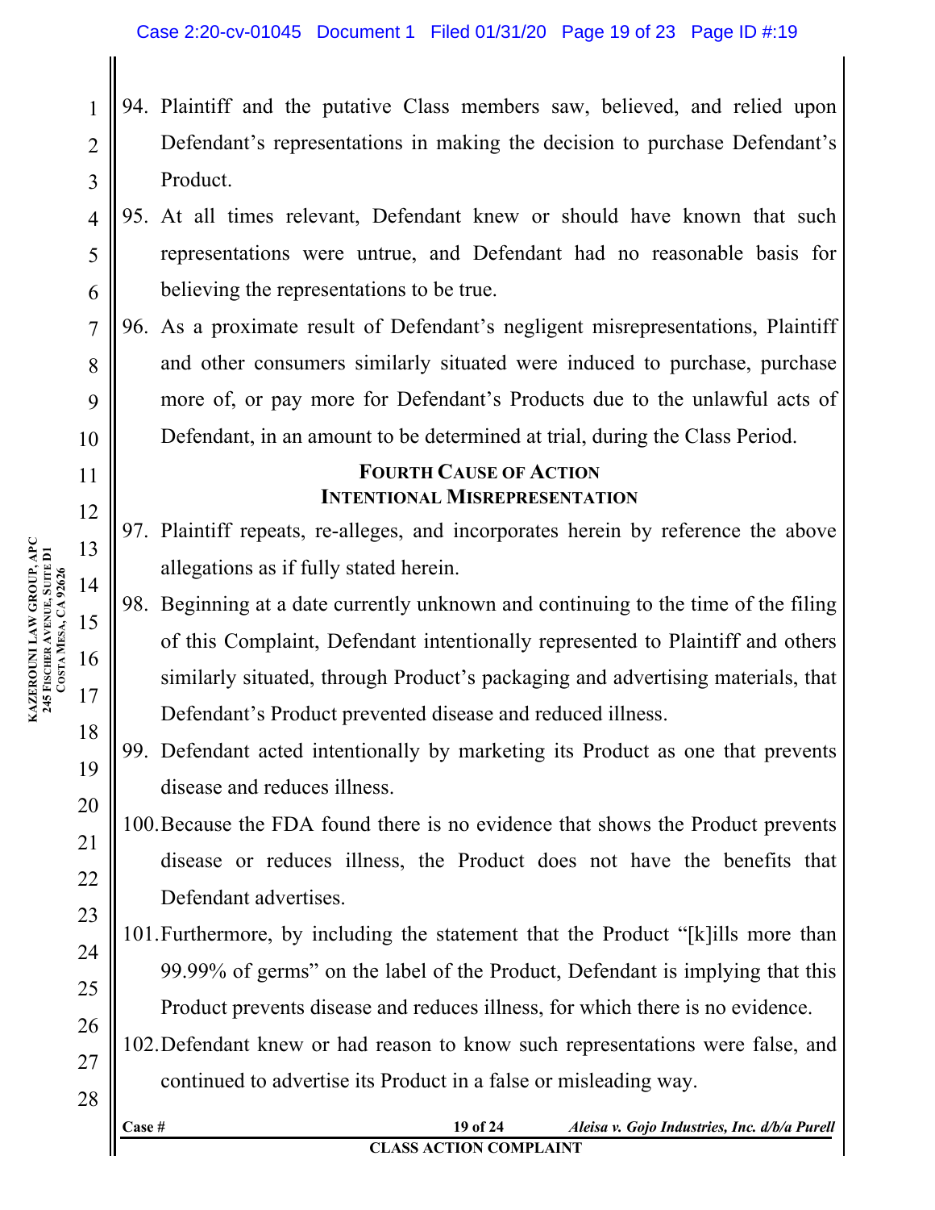94. Plaintiff and the putative Class members saw, believed, and relied upon Defendant's representations in making the decision to purchase Defendant's Product.

95. At all times relevant, Defendant knew or should have known that such representations were untrue, and Defendant had no reasonable basis for believing the representations to be true.

96. As a proximate result of Defendant's negligent misrepresentations, Plaintiff and other consumers similarly situated were induced to purchase, purchase more of, or pay more for Defendant's Products due to the unlawful acts of Defendant, in an amount to be determined at trial, during the Class Period.

## FOURTH CAUSE OF ACTION
## INTENTIONAL MISREPRESENTATION

97. Plaintiff repeats, re-alleges, and incorporates herein by reference the above allegations as if fully stated herein.

98. Beginning at a date currently unknown and continuing to the time of the filing of this Complaint, Defendant intentionally represented to Plaintiff and others similarly situated, through Product's packaging and advertising materials, that Defendant's Product prevented disease and reduced illness.

99. Defendant acted intentionally by marketing its Product as one that prevents disease and reduces illness.

100. Because the FDA found there is no evidence that shows the Product prevents disease or reduces illness, the Product does not have the benefits that Defendant advertises.

101. Furthermore, by including the statement that the Product "[k]ills more than 99.99% of germs" on the label of the Product, Defendant is implying that this Product prevents disease and reduces illness, for which there is no evidence.

102. Defendant knew or had reason to know such representations were false, and continued to advertise its Product in a false or misleading way.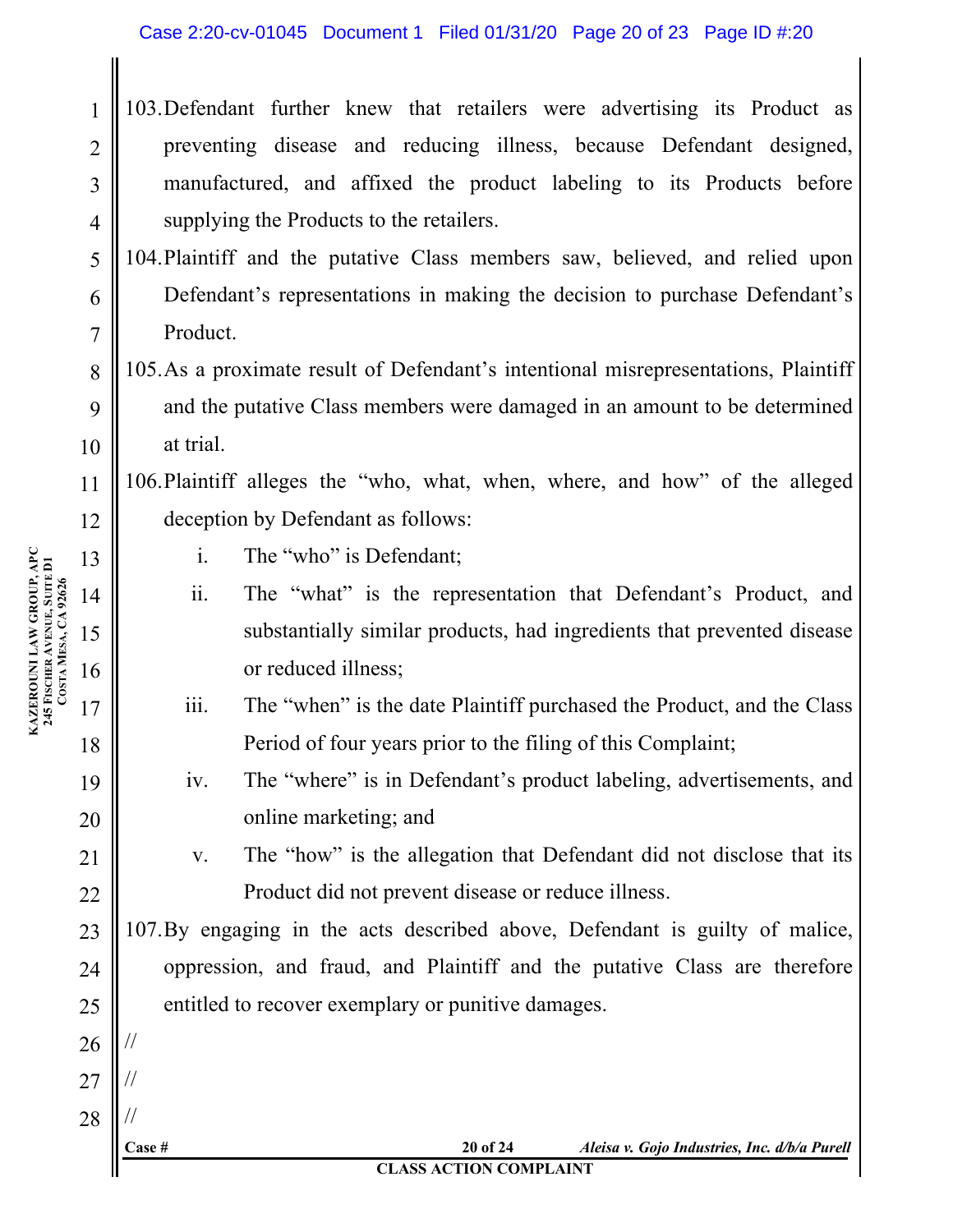103. Defendant further knew that retailers were advertising its Product as preventing disease and reducing illness, because Defendant designed, manufactured, and affixed the product labeling to its Products before supplying the Products to the retailers.

104. Plaintiff and the putative Class members saw, believed, and relied upon Defendant's representations in making the decision to purchase Defendant's Product.

105. As a proximate result of Defendant's intentional misrepresentations, Plaintiff and the putative Class members were damaged in an amount to be determined at trial.

106. Plaintiff alleges the "who, what, when, where, and how" of the alleged deception by Defendant as follows:

   i. The "who" is Defendant;

   ii. The "what" is the representation that Defendant's Product, and substantially similar products, had ingredients that prevented disease or reduced illness;

   iii. The "when" is the date Plaintiff purchased the Product, and the Class Period of four years prior to the filing of this Complaint;

   iv. The "where" is in Defendant's product labeling, advertisements, and online marketing; and

   v. The "how" is the allegation that Defendant did not disclose that its Product did not prevent disease or reduce illness.

107. By engaging in the acts described above, Defendant is guilty of malice, oppression, and fraud, and Plaintiff and the putative Class are therefore entitled to recover exemplary or punitive damages.

//

//

//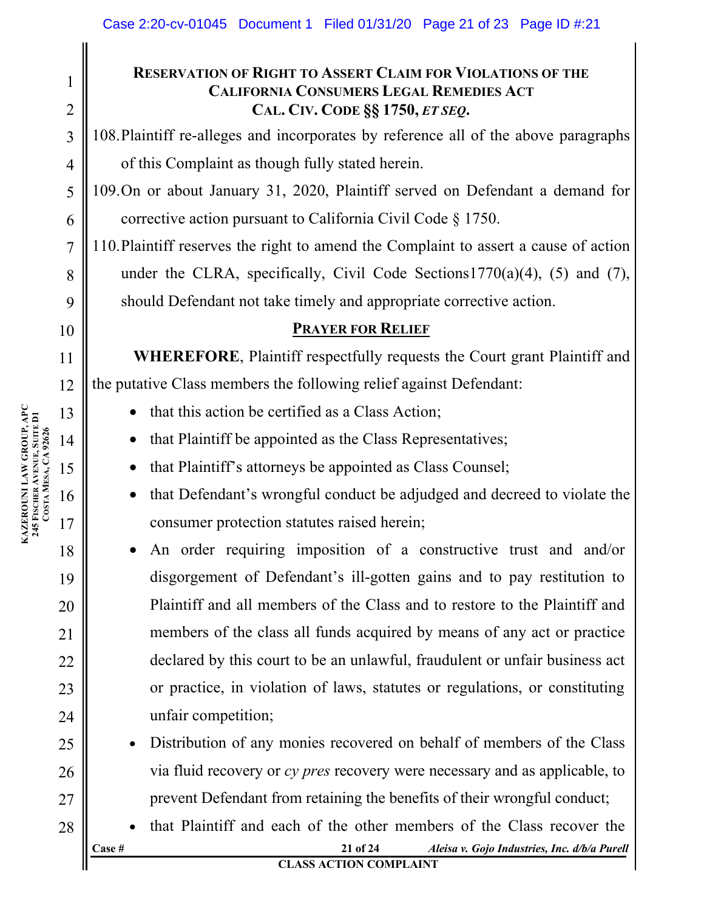## RESERVATION OF RIGHT TO ASSERT CLAIM FOR VIOLATIONS OF THE CALIFORNIA CONSUMERS LEGAL REMEDIES ACT CAL. CIV. CODE §§ 1750, *ET SEQ.*

108. Plaintiff re-alleges and incorporates by reference all of the above paragraphs of this Complaint as though fully stated herein.

109. On or about January 31, 2020, Plaintiff served on Defendant a demand for corrective action pursuant to California Civil Code § 1750.

110. Plaintiff reserves the right to amend the Complaint to assert a cause of action under the CLRA, specifically, Civil Code Sections1770(a)(4), (5) and (7), should Defendant not take timely and appropriate corrective action.

## PRAYER FOR RELIEF

**WHEREFORE**, Plaintiff respectfully requests the Court grant Plaintiff and the putative Class members the following relief against Defendant:

- that this action be certified as a Class Action;
- that Plaintiff be appointed as the Class Representatives;
- that Plaintiff's attorneys be appointed as Class Counsel;
- that Defendant's wrongful conduct be adjudged and decreed to violate the consumer protection statutes raised herein;
- An order requiring imposition of a constructive trust and and/or disgorgement of Defendant's ill-gotten gains and to pay restitution to Plaintiff and all members of the Class and to restore to the Plaintiff and members of the class all funds acquired by means of any act or practice declared by this court to be an unlawful, fraudulent or unfair business act or practice, in violation of laws, statutes or regulations, or constituting unfair competition;
- Distribution of any monies recovered on behalf of members of the Class via fluid recovery or *cy pres* recovery were necessary and as applicable, to prevent Defendant from retaining the benefits of their wrongful conduct;
- that Plaintiff and each of the other members of the Class recover the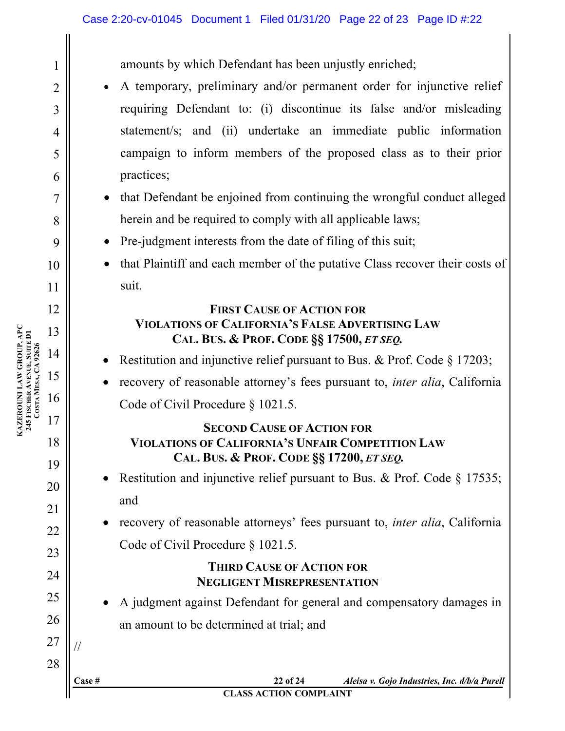amounts by which Defendant has been unjustly enriched;

- A temporary, preliminary and/or permanent order for injunctive relief requiring Defendant to: (i) discontinue its false and/or misleading statement/s; and (ii) undertake an immediate public information campaign to inform members of the proposed class as to their prior practices;
- that Defendant be enjoined from continuing the wrongful conduct alleged herein and be required to comply with all applicable laws;
- Pre-judgment interests from the date of filing of this suit;
- that Plaintiff and each member of the putative Class recover their costs of suit.

**FIRST CAUSE OF ACTION FOR**
**VIOLATIONS OF CALIFORNIA'S FALSE ADVERTISING LAW**
**CAL. BUS. & PROF. CODE §§ 17500, *ET SEQ.***

- Restitution and injunctive relief pursuant to Bus. & Prof. Code § 17203;
- recovery of reasonable attorney's fees pursuant to, *inter alia*, California Code of Civil Procedure § 1021.5.

**SECOND CAUSE OF ACTION FOR**
**VIOLATIONS OF CALIFORNIA'S UNFAIR COMPETITION LAW**
**CAL. BUS. & PROF. CODE §§ 17200, *ET SEQ.***

- Restitution and injunctive relief pursuant to Bus. & Prof. Code § 17535; and
- recovery of reasonable attorneys' fees pursuant to, *inter alia*, California Code of Civil Procedure § 1021.5.

**THIRD CAUSE OF ACTION FOR**
**NEGLIGENT MISREPRESENTATION**

- A judgment against Defendant for general and compensatory damages in an amount to be determined at trial; and

//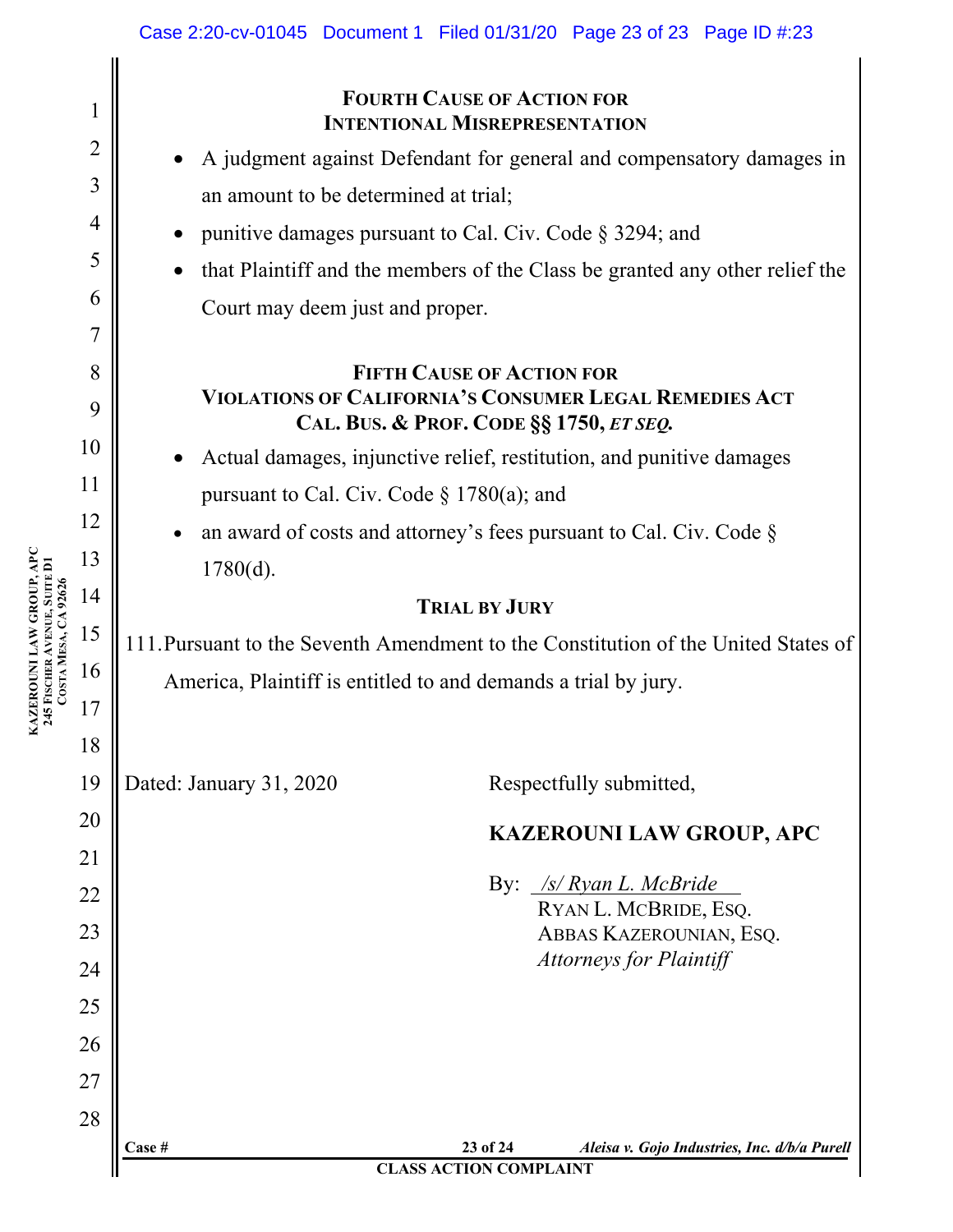### FOURTH CAUSE OF ACTION FOR INTENTIONAL MISREPRESENTATION

- A judgment against Defendant for general and compensatory damages in an amount to be determined at trial;
- punitive damages pursuant to Cal. Civ. Code § 3294; and
- that Plaintiff and the members of the Class be granted any other relief the Court may deem just and proper.

### FIFTH CAUSE OF ACTION FOR VIOLATIONS OF CALIFORNIA'S CONSUMER LEGAL REMEDIES ACT CAL. BUS. & PROF. CODE §§ 1750, *ET SEQ.*

- Actual damages, injunctive relief, restitution, and punitive damages pursuant to Cal. Civ. Code § 1780(a); and
- an award of costs and attorney's fees pursuant to Cal. Civ. Code § 1780(d).

### TRIAL BY JURY

111. Pursuant to the Seventh Amendment to the Constitution of the United States of America, Plaintiff is entitled to and demands a trial by jury.

Dated: January 31, 2020

Respectfully submitted,

**KAZEROUNI LAW GROUP, APC**

By: */s/ Ryan L. McBride*
RYAN L. MCBRIDE, ESQ.
ABBAS KAZEROUNIAN, ESQ.
*Attorneys for Plaintiff*